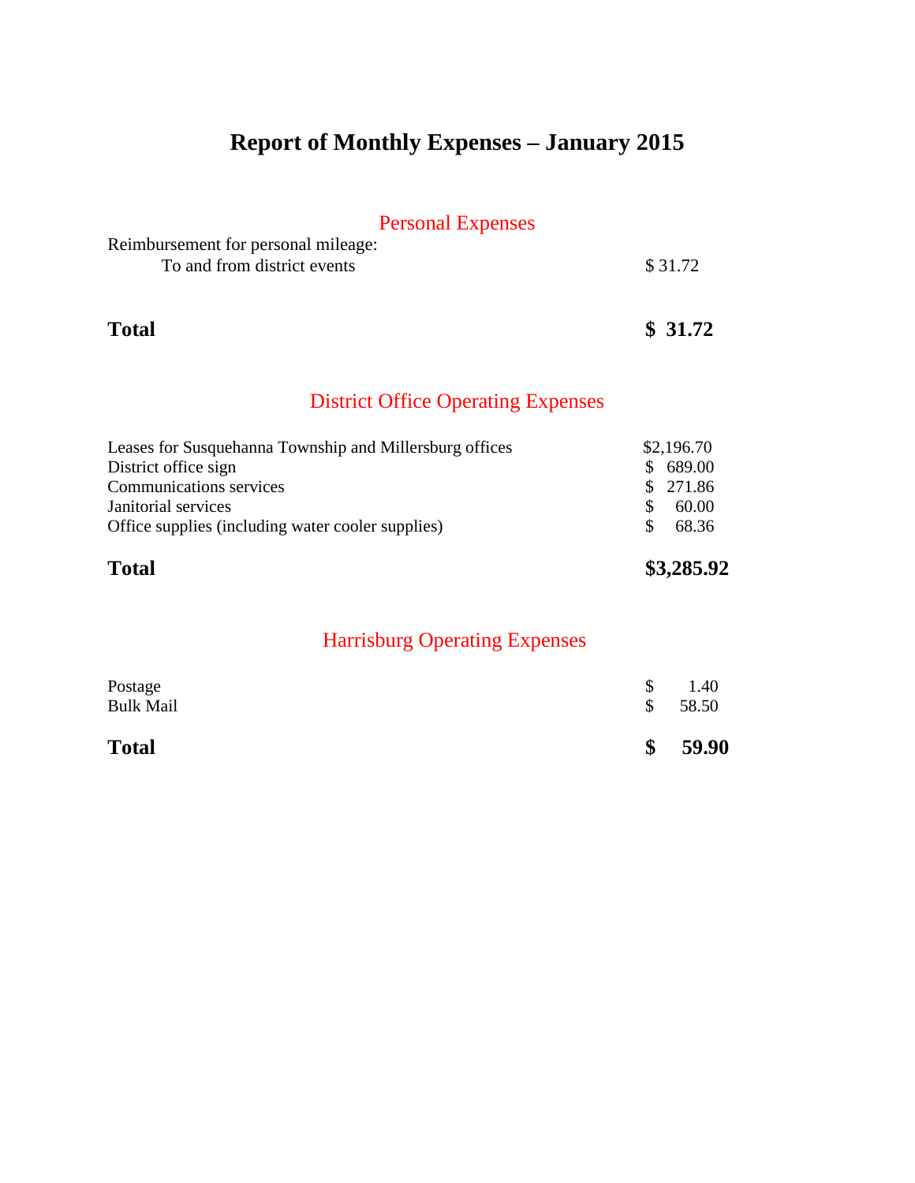# Report of Monthly Expenses – January 2015

## Personal Expenses

| | |
|---|---|
| Reimbursement for personal mileage: | |
| To and from district events | $ 31.72 |
| **Total** | **$ 31.72** |

## District Office Operating Expenses

| | |
|---|---|
| Leases for Susquehanna Township and Millersburg offices | $2,196.70 |
| District office sign | $ 689.00 |
| Communications services | $ 271.86 |
| Janitorial services | $ 60.00 |
| Office supplies (including water cooler supplies) | $ 68.36 |
| **Total** | **$3,285.92** |

## Harrisburg Operating Expenses

| | |
|---|---|
| Postage | $ 1.40 |
| Bulk Mail | $ 58.50 |
| **Total** | **$ 59.90** |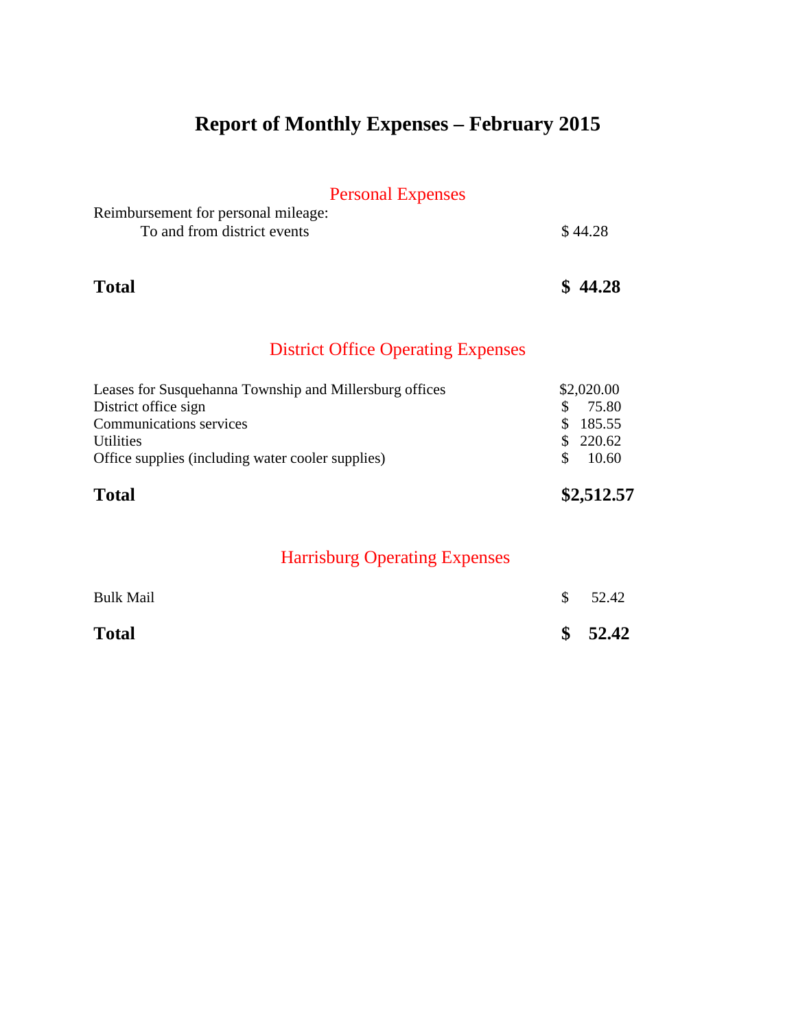# Report of Monthly Expenses – February 2015

## Personal Expenses

| Item | Amount |
|---|---|
| Reimbursement for personal mileage: | |
| To and from district events | $ 44.28 |
| **Total** | **$ 44.28** |

## District Office Operating Expenses

| Item | Amount |
|---|---|
| Leases for Susquehanna Township and Millersburg offices | $2,020.00 |
| District office sign | $ 75.80 |
| Communications services | $ 185.55 |
| Utilities | $ 220.62 |
| Office supplies (including water cooler supplies) | $ 10.60 |
| **Total** | **$2,512.57** |

## Harrisburg Operating Expenses

| Item | Amount |
|---|---|
| Bulk Mail | $ 52.42 |
| **Total** | **$ 52.42** |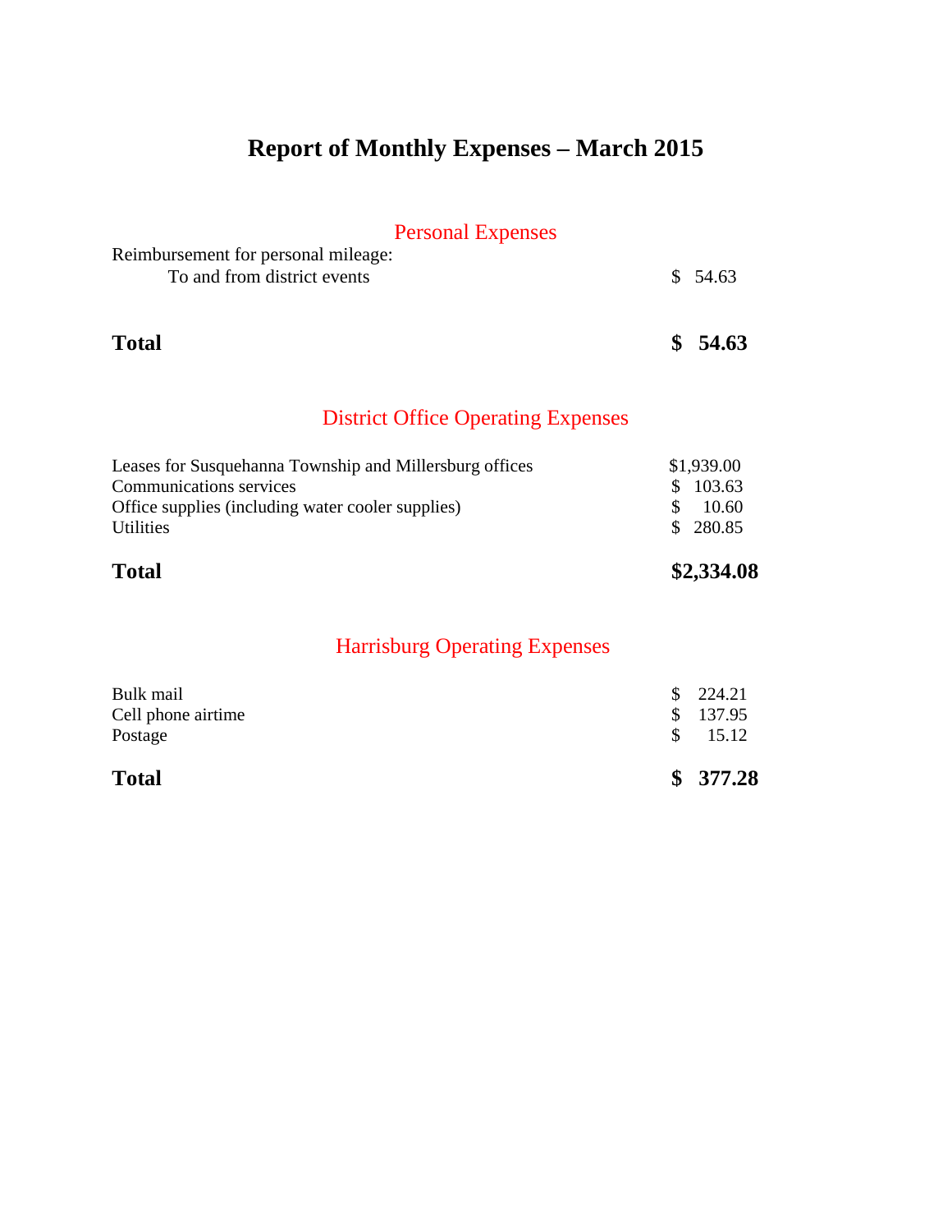# Report of Monthly Expenses – March 2015

## Personal Expenses

| | |
|---|---|
| Reimbursement for personal mileage: | |
| To and from district events | $ 54.63 |
| **Total** | **$ 54.63** |

## District Office Operating Expenses

| | |
|---|---|
| Leases for Susquehanna Township and Millersburg offices | $1,939.00 |
| Communications services | $ 103.63 |
| Office supplies (including water cooler supplies) | $ 10.60 |
| Utilities | $ 280.85 |
| **Total** | **$2,334.08** |

## Harrisburg Operating Expenses

| | |
|---|---|
| Bulk mail | $ 224.21 |
| Cell phone airtime | $ 137.95 |
| Postage | $ 15.12 |
| **Total** | **$ 377.28** |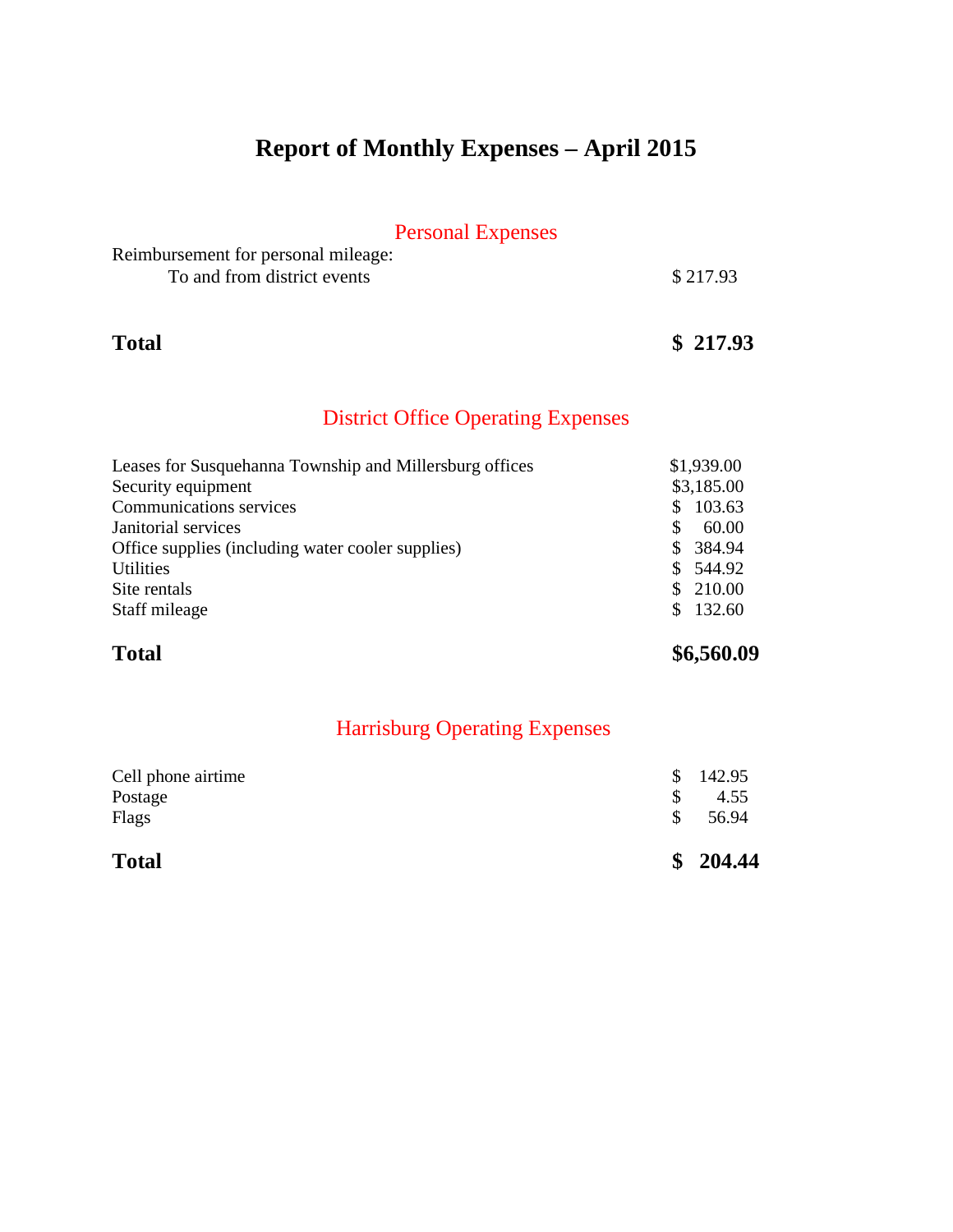# Report of Monthly Expenses – April 2015

## Personal Expenses

| | |
|---|---|
| Reimbursement for personal mileage: | |
| To and from district events | $ 217.93 |
| **Total** | **$ 217.93** |

## District Office Operating Expenses

| | |
|---|---|
| Leases for Susquehanna Township and Millersburg offices | $1,939.00 |
| Security equipment | $3,185.00 |
| Communications services | $ 103.63 |
| Janitorial services | $ 60.00 |
| Office supplies (including water cooler supplies) | $ 384.94 |
| Utilities | $ 544.92 |
| Site rentals | $ 210.00 |
| Staff mileage | $ 132.60 |
| **Total** | **$6,560.09** |

## Harrisburg Operating Expenses

| | |
|---|---|
| Cell phone airtime | $ 142.95 |
| Postage | $ 4.55 |
| Flags | $ 56.94 |
| **Total** | **$ 204.44** |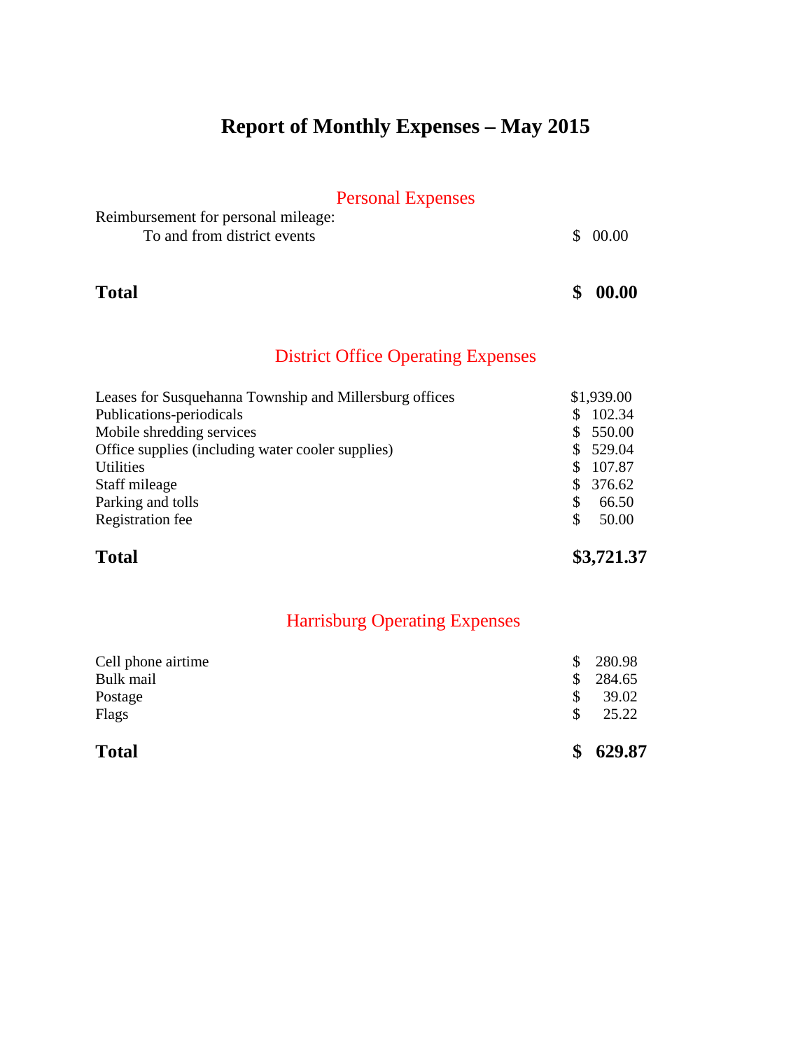# Report of Monthly Expenses – May 2015

## Personal Expenses

| | |
|---|---|
| Reimbursement for personal mileage: | |
| To and from district events | $ 00.00 |
| **Total** | **$ 00.00** |

## District Office Operating Expenses

| | |
|---|---|
| Leases for Susquehanna Township and Millersburg offices | $1,939.00 |
| Publications-periodicals | $ 102.34 |
| Mobile shredding services | $ 550.00 |
| Office supplies (including water cooler supplies) | $ 529.04 |
| Utilities | $ 107.87 |
| Staff mileage | $ 376.62 |
| Parking and tolls | $ 66.50 |
| Registration fee | $ 50.00 |
| **Total** | **$3,721.37** |

## Harrisburg Operating Expenses

| | |
|---|---|
| Cell phone airtime | $ 280.98 |
| Bulk mail | $ 284.65 |
| Postage | $ 39.02 |
| Flags | $ 25.22 |
| **Total** | **$ 629.87** |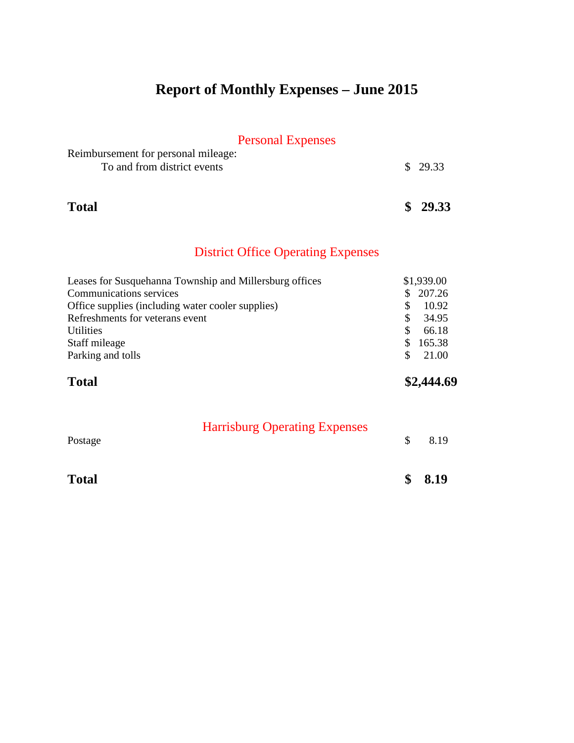# Report of Monthly Expenses – June 2015

## Personal Expenses

| | |
|---|---|
| Reimbursement for personal mileage: | |
| To and from district events | $ 29.33 |
| **Total** | **$ 29.33** |

## District Office Operating Expenses

| | |
|---|---|
| Leases for Susquehanna Township and Millersburg offices | $1,939.00 |
| Communications services | $ 207.26 |
| Office supplies (including water cooler supplies) | $ 10.92 |
| Refreshments for veterans event | $ 34.95 |
| Utilities | $ 66.18 |
| Staff mileage | $ 165.38 |
| Parking and tolls | $ 21.00 |
| **Total** | **$2,444.69** |

## Harrisburg Operating Expenses

| | |
|---|---|
| Postage | $ 8.19 |
| **Total** | **$ 8.19** |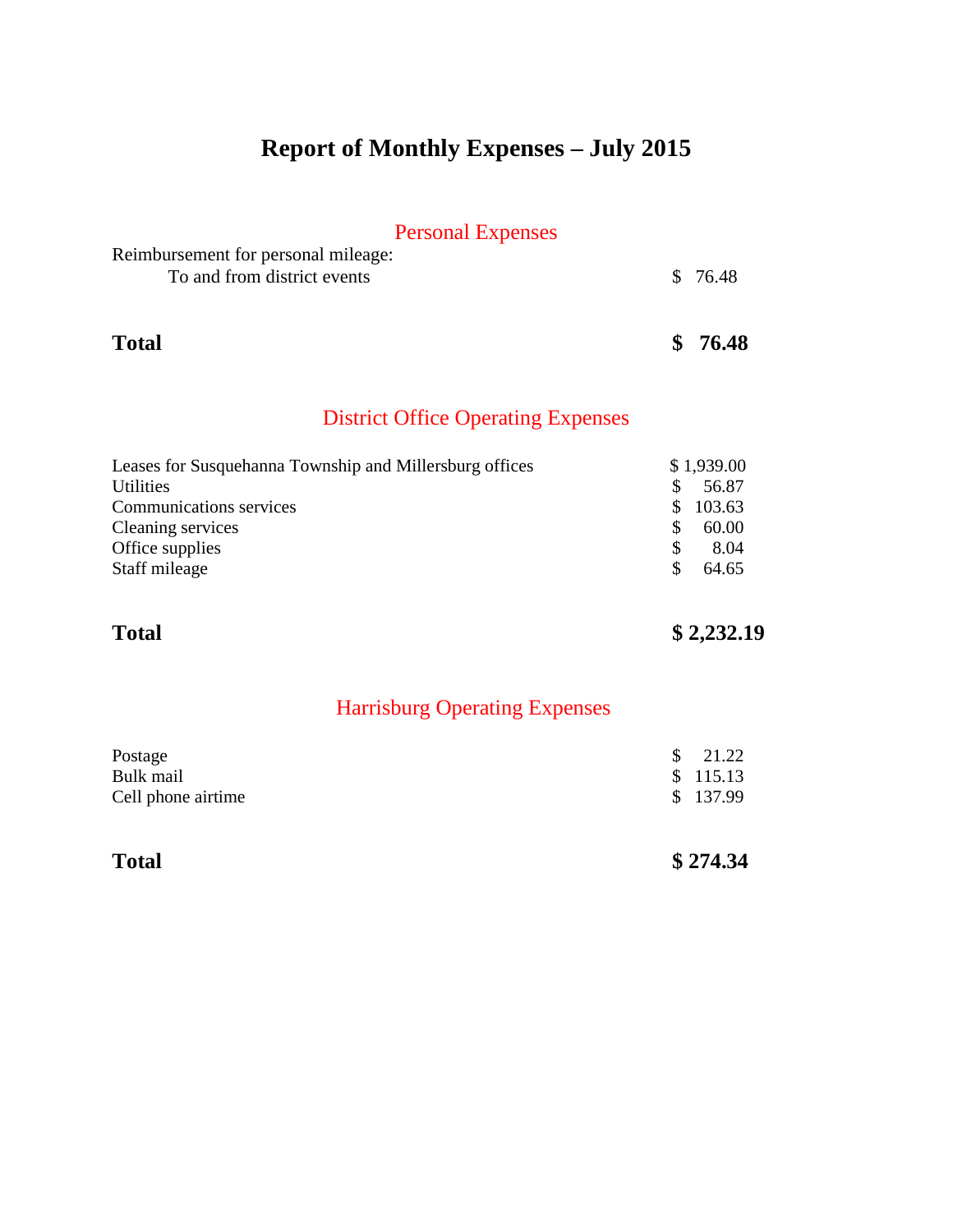# Report of Monthly Expenses – July 2015

## Personal Expenses

| | |
|---|---|
| Reimbursement for personal mileage: | |
| To and from district events | $ 76.48 |
| **Total** | **$ 76.48** |

## District Office Operating Expenses

| | |
|---|---|
| Leases for Susquehanna Township and Millersburg offices | $ 1,939.00 |
| Utilities | $ 56.87 |
| Communications services | $ 103.63 |
| Cleaning services | $ 60.00 |
| Office supplies | $ 8.04 |
| Staff mileage | $ 64.65 |
| **Total** | **$ 2,232.19** |

## Harrisburg Operating Expenses

| | |
|---|---|
| Postage | $ 21.22 |
| Bulk mail | $ 115.13 |
| Cell phone airtime | $ 137.99 |
| **Total** | **$ 274.34** |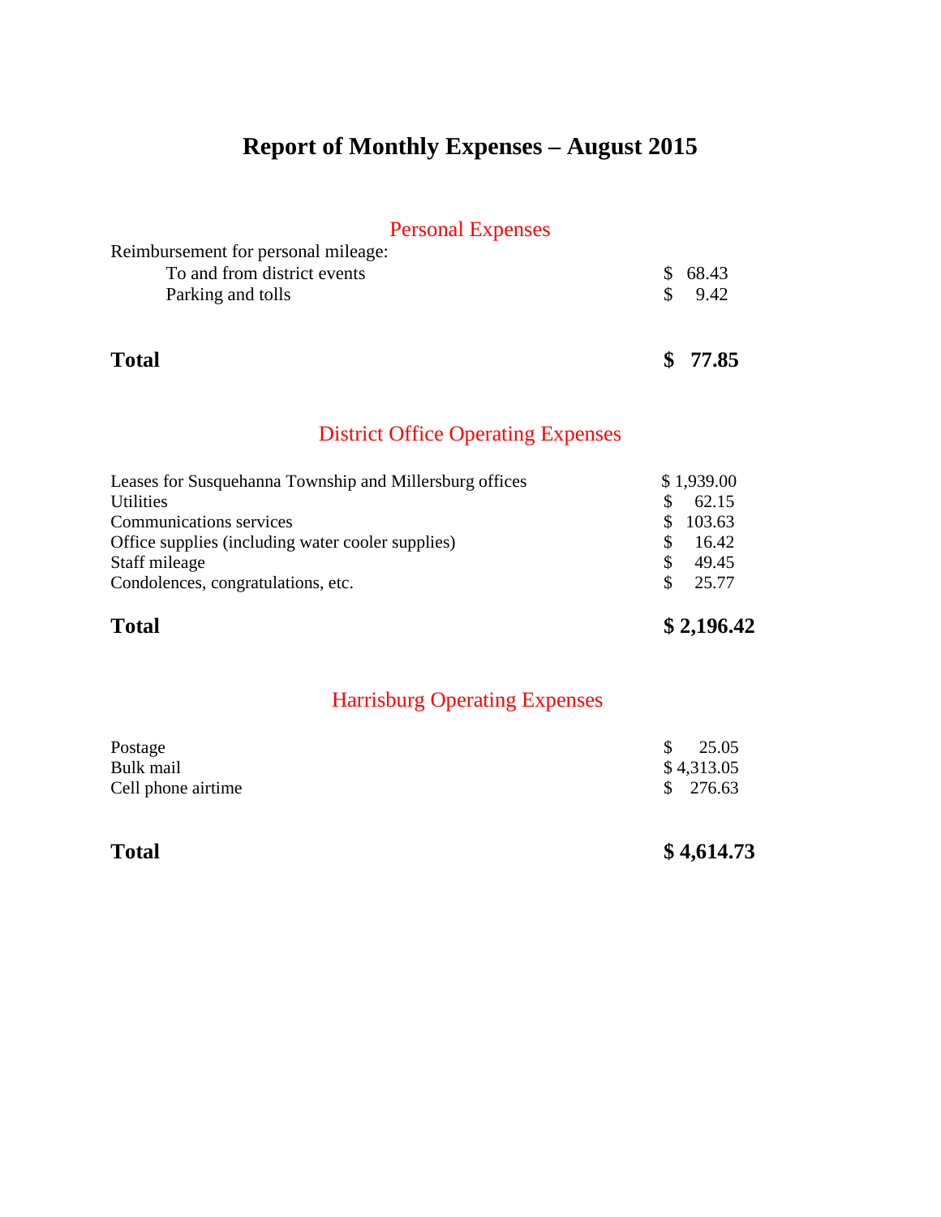# Report of Monthly Expenses – August 2015

## Personal Expenses

| | |
|---|---|
| Reimbursement for personal mileage: | |
| To and from district events | $ 68.43 |
| Parking and tolls | $ 9.42 |
| **Total** | **$ 77.85** |

## District Office Operating Expenses

| | |
|---|---|
| Leases for Susquehanna Township and Millersburg offices | $ 1,939.00 |
| Utilities | $ 62.15 |
| Communications services | $ 103.63 |
| Office supplies (including water cooler supplies) | $ 16.42 |
| Staff mileage | $ 49.45 |
| Condolences, congratulations, etc. | $ 25.77 |
| **Total** | **$ 2,196.42** |

## Harrisburg Operating Expenses

| | |
|---|---|
| Postage | $ 25.05 |
| Bulk mail | $ 4,313.05 |
| Cell phone airtime | $ 276.63 |
| **Total** | **$ 4,614.73** |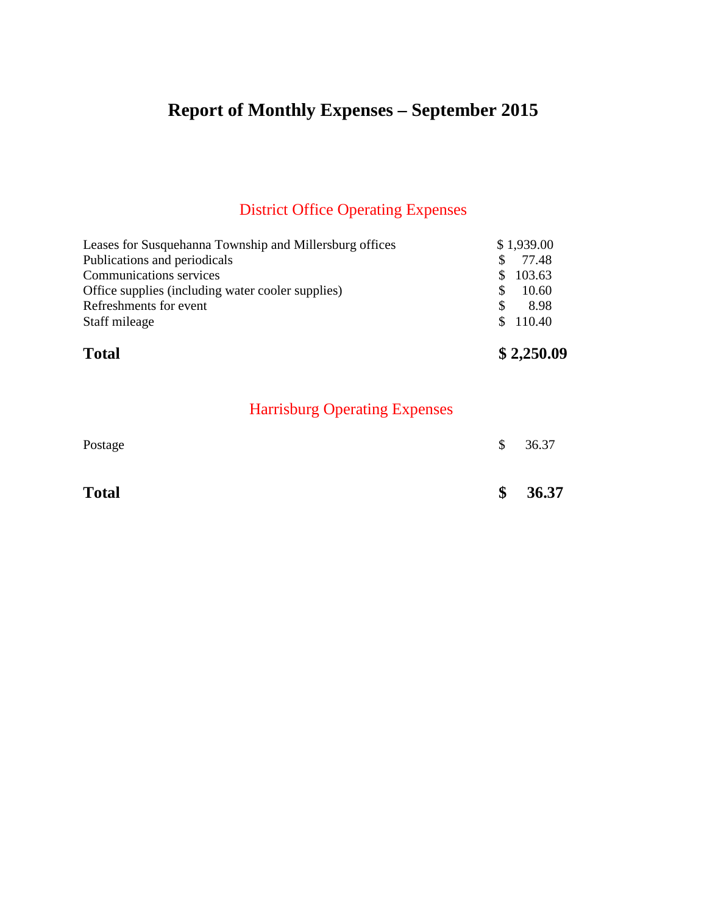# Report of Monthly Expenses – September 2015

## District Office Operating Expenses

| | |
|---|---|
| Leases for Susquehanna Township and Millersburg offices | $ 1,939.00 |
| Publications and periodicals | $ 77.48 |
| Communications services | $ 103.63 |
| Office supplies (including water cooler supplies) | $ 10.60 |
| Refreshments for event | $ 8.98 |
| Staff mileage | $ 110.40 |
| **Total** | **$ 2,250.09** |

## Harrisburg Operating Expenses

| | |
|---|---|
| Postage | $ 36.37 |
| **Total** | **$ 36.37** |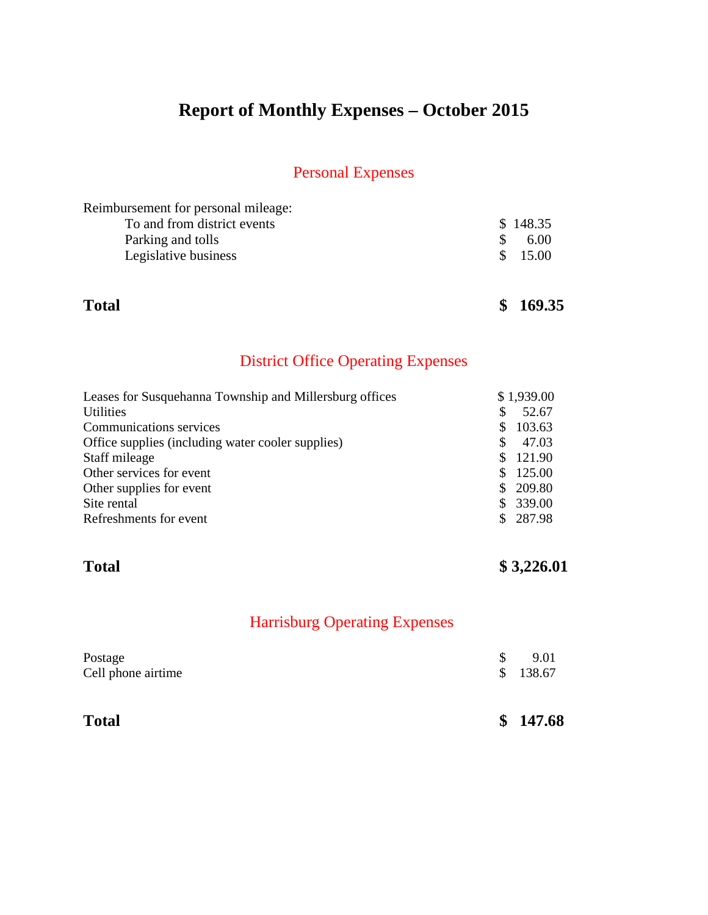# Report of Monthly Expenses – October 2015

## Personal Expenses

| | |
|---|---|
| Reimbursement for personal mileage: | |
| To and from district events | $ 148.35 |
| Parking and tolls | $ 6.00 |
| Legislative business | $ 15.00 |
| **Total** | **$ 169.35** |

## District Office Operating Expenses

| | |
|---|---|
| Leases for Susquehanna Township and Millersburg offices | $ 1,939.00 |
| Utilities | $ 52.67 |
| Communications services | $ 103.63 |
| Office supplies (including water cooler supplies) | $ 47.03 |
| Staff mileage | $ 121.90 |
| Other services for event | $ 125.00 |
| Other supplies for event | $ 209.80 |
| Site rental | $ 339.00 |
| Refreshments for event | $ 287.98 |
| **Total** | **$ 3,226.01** |

## Harrisburg Operating Expenses

| | |
|---|---|
| Postage | $ 9.01 |
| Cell phone airtime | $ 138.67 |
| **Total** | **$ 147.68** |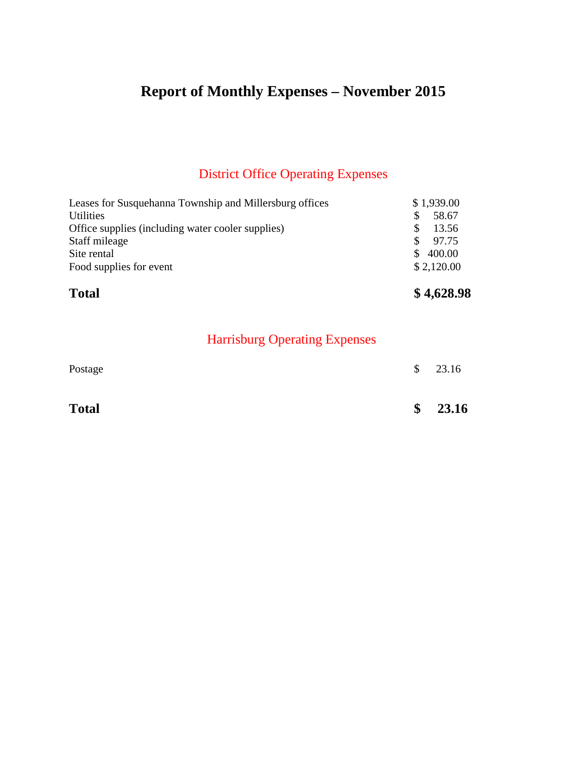# Report of Monthly Expenses – November 2015

## District Office Operating Expenses

| | |
|---|---|
| Leases for Susquehanna Township and Millersburg offices | $ 1,939.00 |
| Utilities | $ 58.67 |
| Office supplies (including water cooler supplies) | $ 13.56 |
| Staff mileage | $ 97.75 |
| Site rental | $ 400.00 |
| Food supplies for event | $ 2,120.00 |
| **Total** | **$ 4,628.98** |

## Harrisburg Operating Expenses

| | |
|---|---|
| Postage | $ 23.16 |
| **Total** | **$ 23.16** |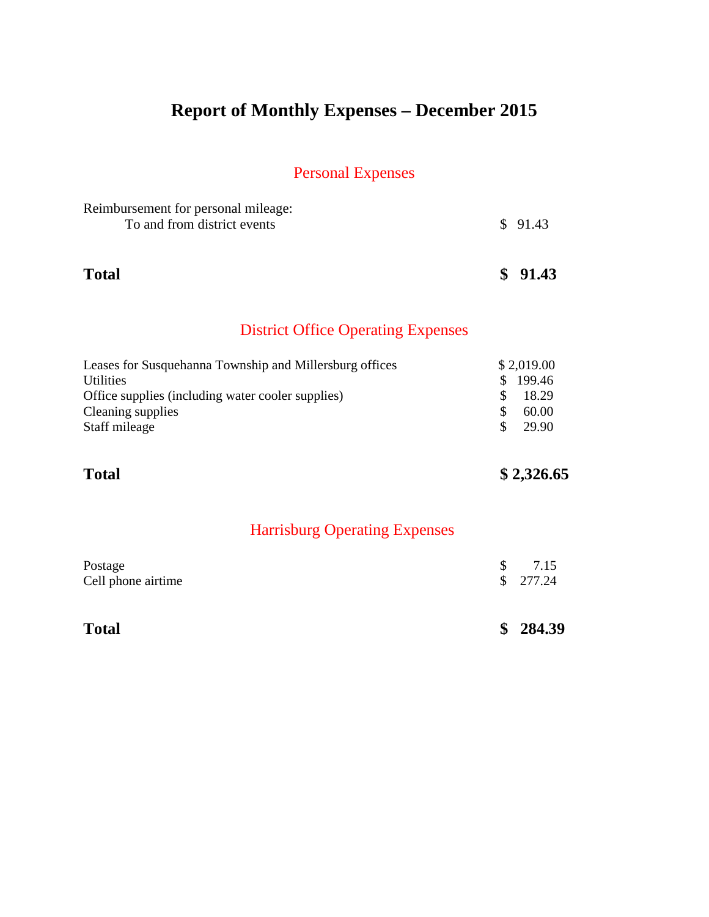# Report of Monthly Expenses – December 2015

## Personal Expenses

| | |
|---|---|
| Reimbursement for personal mileage: | |
| To and from district events | $ 91.43 |
| **Total** | **$ 91.43** |

## District Office Operating Expenses

| | |
|---|---|
| Leases for Susquehanna Township and Millersburg offices | $ 2,019.00 |
| Utilities | $ 199.46 |
| Office supplies (including water cooler supplies) | $ 18.29 |
| Cleaning supplies | $ 60.00 |
| Staff mileage | $ 29.90 |
| **Total** | **$ 2,326.65** |

## Harrisburg Operating Expenses

| | |
|---|---|
| Postage | $ 7.15 |
| Cell phone airtime | $ 277.24 |
| **Total** | **$ 284.39** |